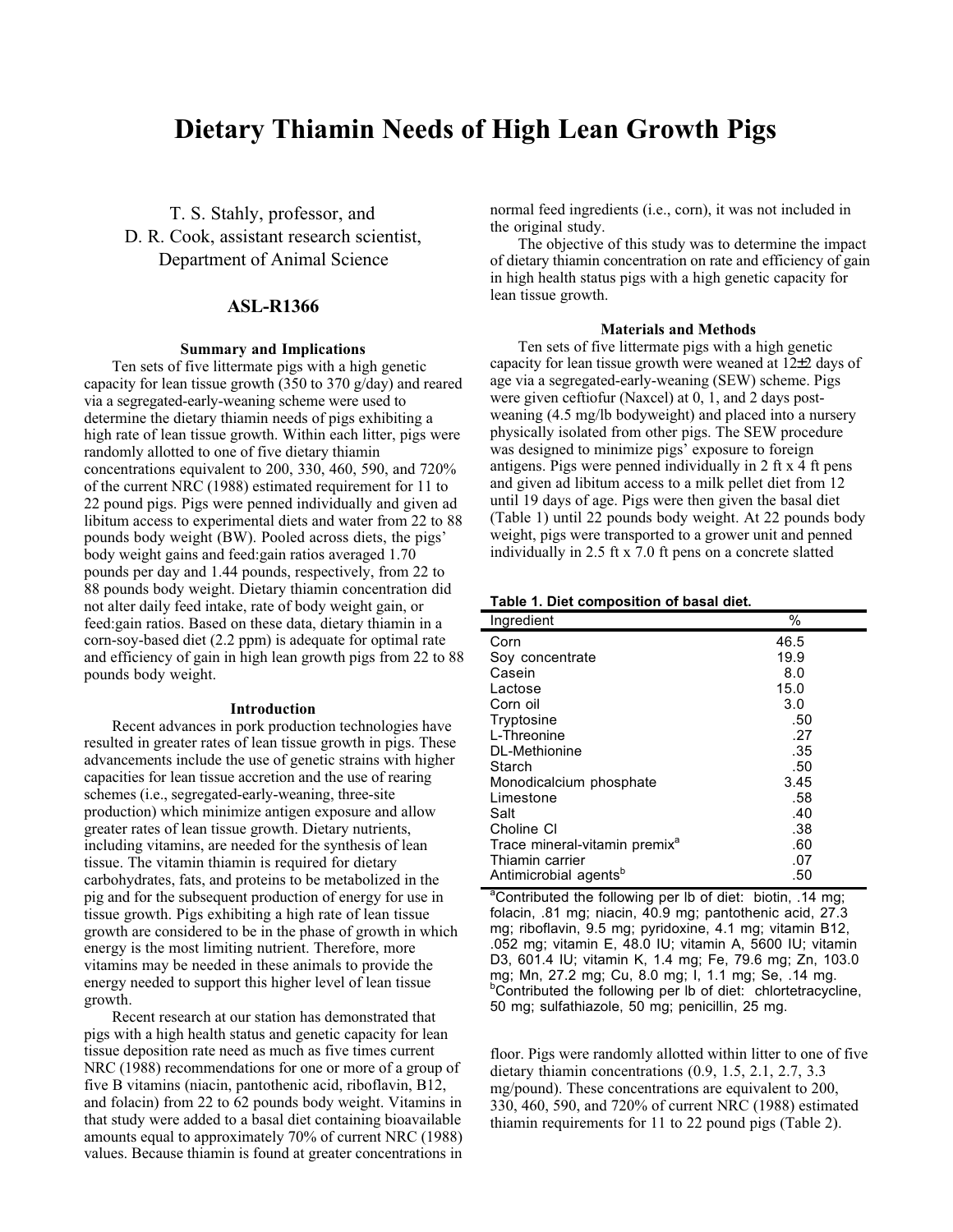# Dietary Thiamin Needs of High Lean Growth Pigs

T. S. Stahly, professor, and
D. R. Cook, assistant research scientist,
Department of Animal Science

## ASL-R1366

### Summary and Implications

Ten sets of five littermate pigs with a high genetic capacity for lean tissue growth (350 to 370 g/day) and reared via a segregated-early-weaning scheme were used to determine the dietary thiamin needs of pigs exhibiting a high rate of lean tissue growth. Within each litter, pigs were randomly allotted to one of five dietary thiamin concentrations equivalent to 200, 330, 460, 590, and 720% of the current NRC (1988) estimated requirement for 11 to 22 pound pigs. Pigs were penned individually and given ad libitum access to experimental diets and water from 22 to 88 pounds body weight (BW). Pooled across diets, the pigs' body weight gains and feed:gain ratios averaged 1.70 pounds per day and 1.44 pounds, respectively, from 22 to 88 pounds body weight. Dietary thiamin concentration did not alter daily feed intake, rate of body weight gain, or feed:gain ratios. Based on these data, dietary thiamin in a corn-soy-based diet (2.2 ppm) is adequate for optimal rate and efficiency of gain in high lean growth pigs from 22 to 88 pounds body weight.

### Introduction

Recent advances in pork production technologies have resulted in greater rates of lean tissue growth in pigs. These advancements include the use of genetic strains with higher capacities for lean tissue accretion and the use of rearing schemes (i.e., segregated-early-weaning, three-site production) which minimize antigen exposure and allow greater rates of lean tissue growth. Dietary nutrients, including vitamins, are needed for the synthesis of lean tissue. The vitamin thiamin is required for dietary carbohydrates, fats, and proteins to be metabolized in the pig and for the subsequent production of energy for use in tissue growth. Pigs exhibiting a high rate of lean tissue growth are considered to be in the phase of growth in which energy is the most limiting nutrient. Therefore, more vitamins may be needed in these animals to provide the energy needed to support this higher level of lean tissue growth.

Recent research at our station has demonstrated that pigs with a high health status and genetic capacity for lean tissue deposition rate need as much as five times current NRC (1988) recommendations for one or more of a group of five B vitamins (niacin, pantothenic acid, riboflavin, B12, and folacin) from 22 to 62 pounds body weight. Vitamins in that study were added to a basal diet containing bioavailable amounts equal to approximately 70% of current NRC (1988) values. Because thiamin is found at greater concentrations in normal feed ingredients (i.e., corn), it was not included in the original study.

The objective of this study was to determine the impact of dietary thiamin concentration on rate and efficiency of gain in high health status pigs with a high genetic capacity for lean tissue growth.

### Materials and Methods

Ten sets of five littermate pigs with a high genetic capacity for lean tissue growth were weaned at 12±2 days of age via a segregated-early-weaning (SEW) scheme. Pigs were given ceftiofur (Naxcel) at 0, 1, and 2 days post-weaning (4.5 mg/lb bodyweight) and placed into a nursery physically isolated from other pigs. The SEW procedure was designed to minimize pigs' exposure to foreign antigens. Pigs were penned individually in 2 ft x 4 ft pens and given ad libitum access to a milk pellet diet from 12 until 19 days of age. Pigs were then given the basal diet (Table 1) until 22 pounds body weight. At 22 pounds body weight, pigs were transported to a grower unit and penned individually in 2.5 ft x 7.0 ft pens on a concrete slatted floor. Pigs were randomly allotted within litter to one of five dietary thiamin concentrations (0.9, 1.5, 2.1, 2.7, 3.3 mg/pound). These concentrations are equivalent to 200, 330, 460, 590, and 720% of current NRC (1988) estimated thiamin requirements for 11 to 22 pound pigs (Table 2).

**Table 1. Diet composition of basal diet.**

| Ingredient | % |
|---|---|
| Corn | 46.5 |
| Soy concentrate | 19.9 |
| Casein | 8.0 |
| Lactose | 15.0 |
| Corn oil | 3.0 |
| Tryptosine | .50 |
| L-Threonine | .27 |
| DL-Methionine | .35 |
| Starch | .50 |
| Monodicalcium phosphate | 3.45 |
| Limestone | .58 |
| Salt | .40 |
| Choline Cl | .38 |
| Trace mineral-vitamin premix[a] | .60 |
| Thiamin carrier | .07 |
| Antimicrobial agents[b] | .50 |

[a]Contributed the following per lb of diet: biotin, .14 mg; folacin, .81 mg; niacin, 40.9 mg; pantothenic acid, 27.3 mg; riboflavin, 9.5 mg; pyridoxine, 4.1 mg; vitamin B12, .052 mg; vitamin E, 48.0 IU; vitamin A, 5600 IU; vitamin D3, 601.4 IU; vitamin K, 1.4 mg; Fe, 79.6 mg; Zn, 103.0 mg; Mn, 27.2 mg; Cu, 8.0 mg; I, 1.1 mg; Se, .14 mg.
[b]Contributed the following per lb of diet: chlortetracycline, 50 mg; sulfathiazole, 50 mg; penicillin, 25 mg.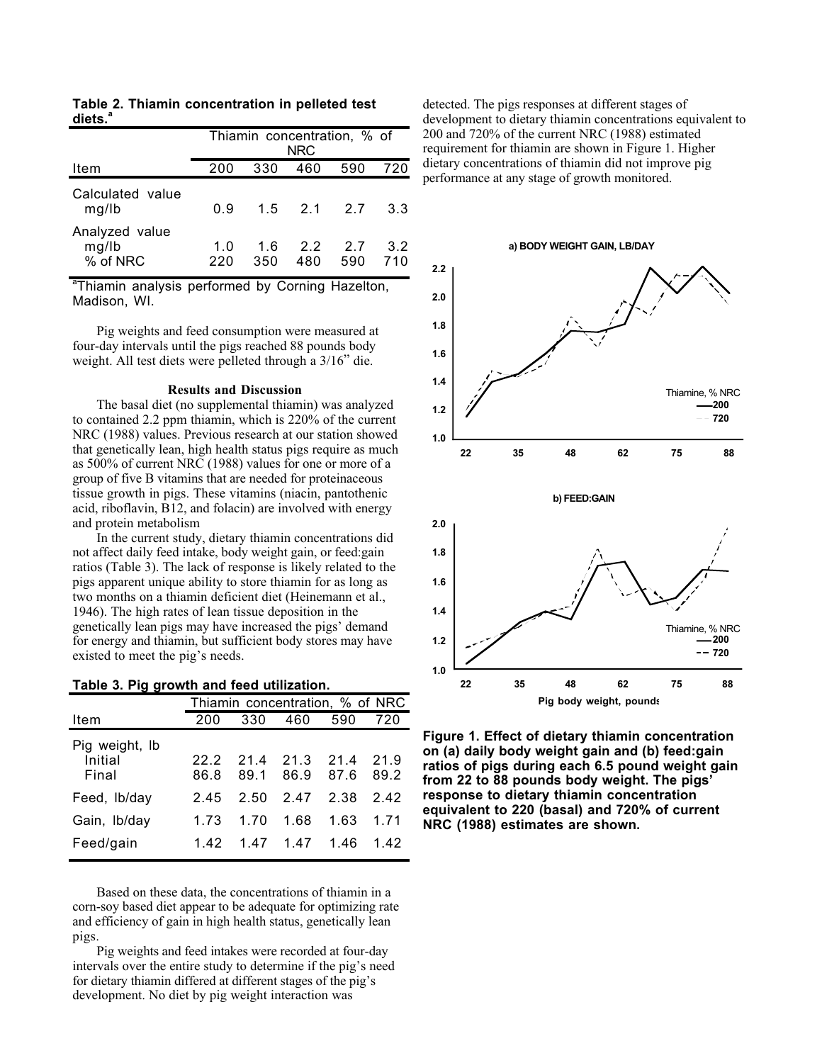**Table 2. Thiamin concentration in pelleted test diets.**[a]

| Item | Thiamin concentration, % of NRC | | | | |
|---|---|---|---|---|---|
| | 200 | 330 | 460 | 590 | 720 |
| Calculated value mg/lb | 0.9 | 1.5 | 2.1 | 2.7 | 3.3 |
| Analyzed value mg/lb | 1.0 | 1.6 | 2.2 | 2.7 | 3.2 |
| % of NRC | 220 | 350 | 480 | 590 | 710 |

[a]Thiamin analysis performed by Corning Hazelton, Madison, WI.

Pig weights and feed consumption were measured at four-day intervals until the pigs reached 88 pounds body weight. All test diets were pelleted through a 3/16" die.

## Results and Discussion

The basal diet (no supplemental thiamin) was analyzed to contained 2.2 ppm thiamin, which is 220% of the current NRC (1988) values. Previous research at our station showed that genetically lean, high health status pigs require as much as 500% of current NRC (1988) values for one or more of a group of five B vitamins that are needed for proteinaceous tissue growth in pigs. These vitamins (niacin, pantothenic acid, riboflavin, B12, and folacin) are involved with energy and protein metabolism

In the current study, dietary thiamin concentrations did not affect daily feed intake, body weight gain, or feed:gain ratios (Table 3). The lack of response is likely related to the pigs apparent unique ability to store thiamin for as long as two months on a thiamin deficient diet (Heinemann et al., 1946). The high rates of lean tissue deposition in the genetically lean pigs may have increased the pigs' demand for energy and thiamin, but sufficient body stores may have existed to meet the pig's needs.

**Table 3. Pig growth and feed utilization.**

| Item | Thiamin concentration, % of NRC | | | | |
|---|---|---|---|---|---|
| | 200 | 330 | 460 | 590 | 720 |
| Pig weight, lb | | | | | |
| Initial | 22.2 | 21.4 | 21.3 | 21.4 | 21.9 |
| Final | 86.8 | 89.1 | 86.9 | 87.6 | 89.2 |
| Feed, lb/day | 2.45 | 2.50 | 2.47 | 2.38 | 2.42 |
| Gain, lb/day | 1.73 | 1.70 | 1.68 | 1.63 | 1.71 |
| Feed/gain | 1.42 | 1.47 | 1.47 | 1.46 | 1.42 |

Based on these data, the concentrations of thiamin in a corn-soy based diet appear to be adequate for optimizing rate and efficiency of gain in high health status, genetically lean pigs.

Pig weights and feed intakes were recorded at four-day intervals over the entire study to determine if the pig's need for dietary thiamin differed at different stages of the pig's development. No diet by pig weight interaction was detected. The pigs responses at different stages of development to dietary thiamin concentrations equivalent to 200 and 720% of the current NRC (1988) estimated requirement for thiamin are shown in Figure 1. Higher dietary concentrations of thiamin did not improve pig performance at any stage of growth monitored.

a) BODY WEIGHT GAIN, LB/DAY

2.2
2.0
1.8
1.6
1.4
1.2
1.0

22 35 48 62 75 88

Thiamine, % NRC
200
720

b) FEED:GAIN

2.0
1.8
1.6
1.4
1.2
1.0

22 35 48 62 75 88

Pig body weight, pounds

Thiamine, % NRC
200
720

**Figure 1. Effect of dietary thiamin concentration on (a) daily body weight gain and (b) feed:gain ratios of pigs during each 6.5 pound weight gain from 22 to 88 pounds body weight. The pigs' response to dietary thiamin concentration equivalent to 220 (basal) and 720% of current NRC (1988) estimates are shown.**